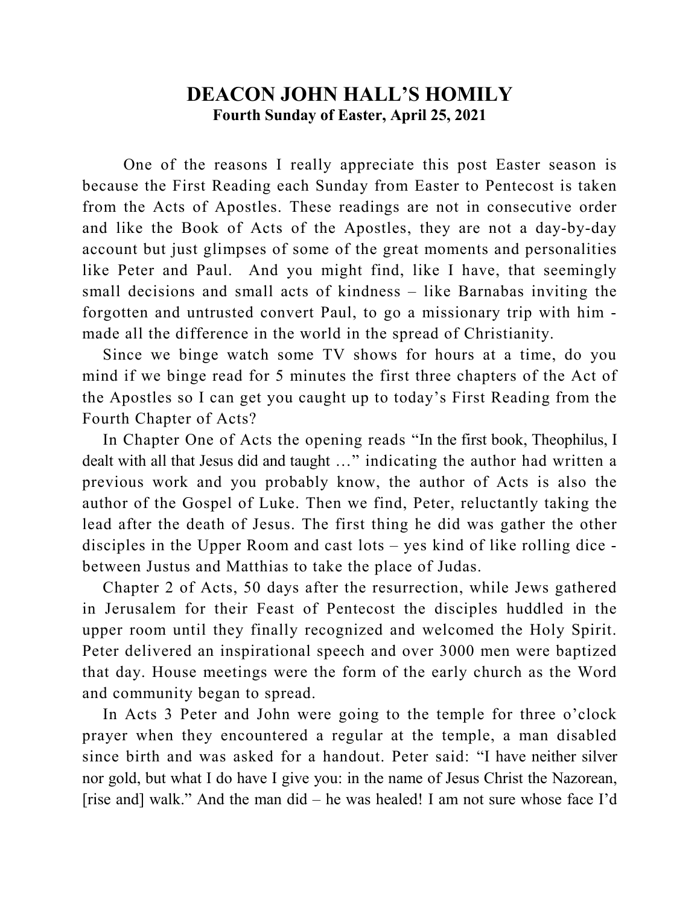# DEACON JOHN HALL'S HOMILY

**Fourth Sunday of Easter, April 25, 2021**

One of the reasons I really appreciate this post Easter season is because the First Reading each Sunday from Easter to Pentecost is taken from the Acts of Apostles. These readings are not in consecutive order and like the Book of Acts of the Apostles, they are not a day-by-day account but just glimpses of some of the great moments and personalities like Peter and Paul. And you might find, like I have, that seemingly small decisions and small acts of kindness – like Barnabas inviting the forgotten and untrusted convert Paul, to go a missionary trip with him - made all the difference in the world in the spread of Christianity.

Since we binge watch some TV shows for hours at a time, do you mind if we binge read for 5 minutes the first three chapters of the Act of the Apostles so I can get you caught up to today's First Reading from the Fourth Chapter of Acts?

In Chapter One of Acts the opening reads "In the first book, Theophilus, I dealt with all that Jesus did and taught …" indicating the author had written a previous work and you probably know, the author of Acts is also the author of the Gospel of Luke. Then we find, Peter, reluctantly taking the lead after the death of Jesus. The first thing he did was gather the other disciples in the Upper Room and cast lots – yes kind of like rolling dice - between Justus and Matthias to take the place of Judas.

Chapter 2 of Acts, 50 days after the resurrection, while Jews gathered in Jerusalem for their Feast of Pentecost the disciples huddled in the upper room until they finally recognized and welcomed the Holy Spirit. Peter delivered an inspirational speech and over 3000 men were baptized that day. House meetings were the form of the early church as the Word and community began to spread.

In Acts 3 Peter and John were going to the temple for three o'clock prayer when they encountered a regular at the temple, a man disabled since birth and was asked for a handout. Peter said: "I have neither silver nor gold, but what I do have I give you: in the name of Jesus Christ the Nazorean, [rise and] walk." And the man did – he was healed! I am not sure whose face I'd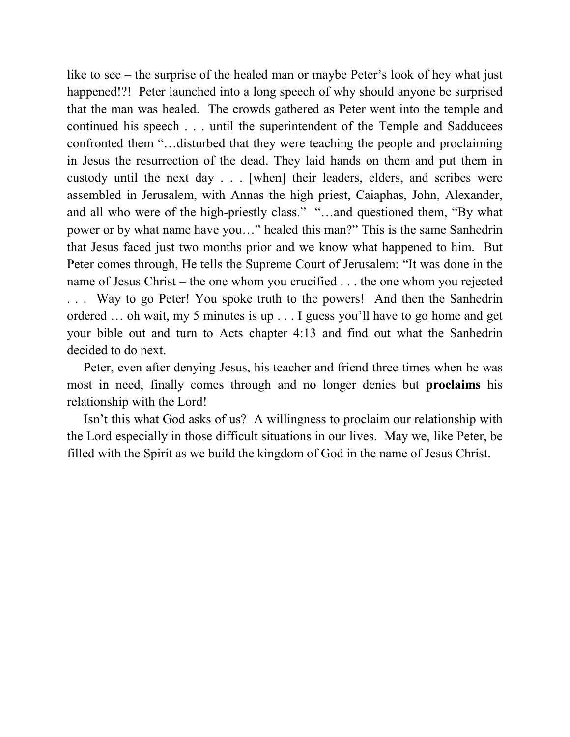like to see – the surprise of the healed man or maybe Peter's look of hey what just happened!?! Peter launched into a long speech of why should anyone be surprised that the man was healed. The crowds gathered as Peter went into the temple and continued his speech . . . until the superintendent of the Temple and Sadducees confronted them "…disturbed that they were teaching the people and proclaiming in Jesus the resurrection of the dead. They laid hands on them and put them in custody until the next day . . . [when] their leaders, elders, and scribes were assembled in Jerusalem, with Annas the high priest, Caiaphas, John, Alexander, and all who were of the high-priestly class." "…and questioned them, "By what power or by what name have you…" healed this man?" This is the same Sanhedrin that Jesus faced just two months prior and we know what happened to him. But Peter comes through, He tells the Supreme Court of Jerusalem: "It was done in the name of Jesus Christ – the one whom you crucified . . . the one whom you rejected . . . Way to go Peter! You spoke truth to the powers! And then the Sanhedrin ordered … oh wait, my 5 minutes is up . . . I guess you'll have to go home and get your bible out and turn to Acts chapter 4:13 and find out what the Sanhedrin decided to do next.

Peter, even after denying Jesus, his teacher and friend three times when he was most in need, finally comes through and no longer denies but **proclaims** his relationship with the Lord!

Isn't this what God asks of us? A willingness to proclaim our relationship with the Lord especially in those difficult situations in our lives. May we, like Peter, be filled with the Spirit as we build the kingdom of God in the name of Jesus Christ.